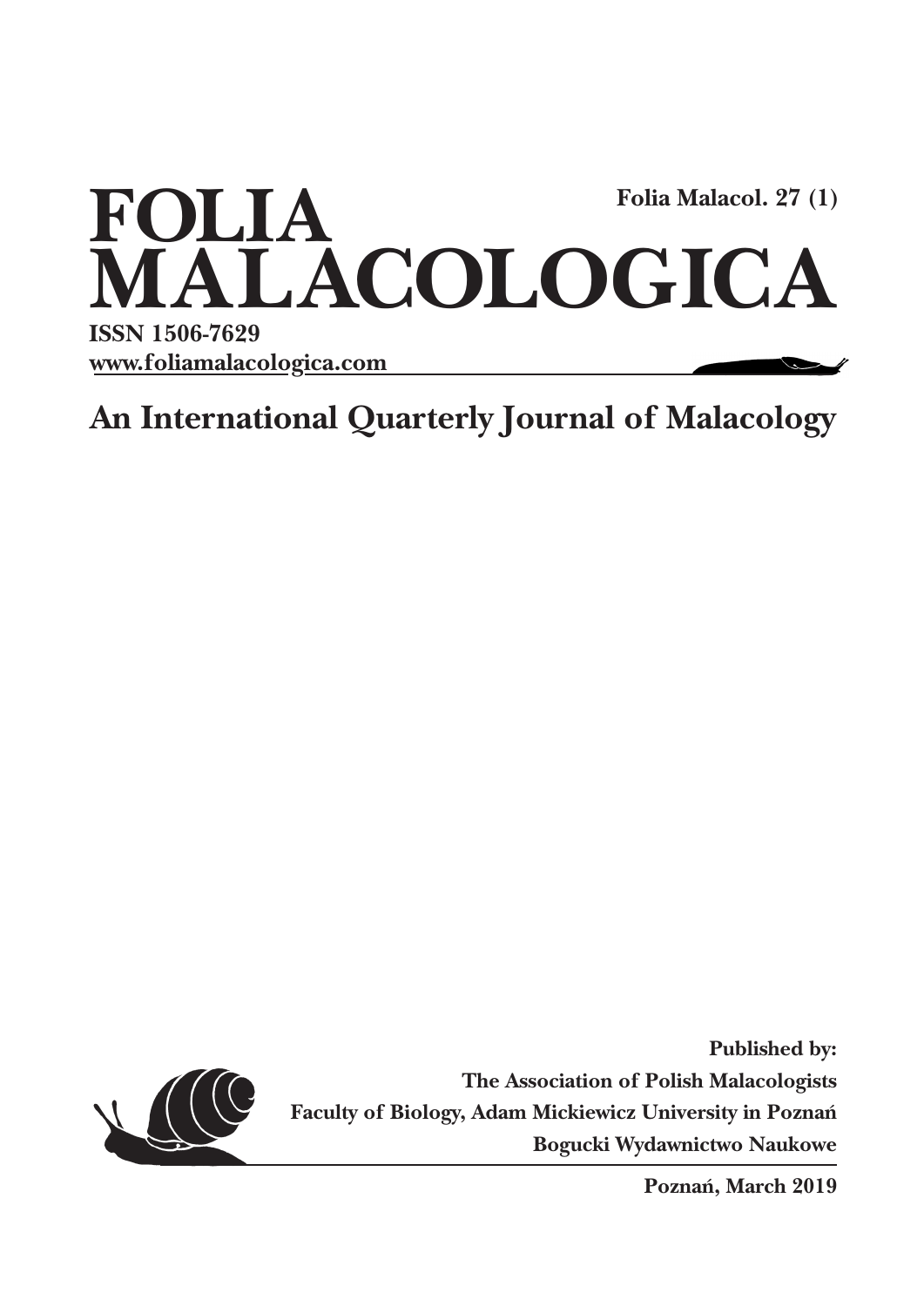# FOLIA MALACOLOGICA

Folia Malacol. 27 (1)

**ISSN 1506-7629**

**www.foliamalacologica.com**

## An International Quarterly Journal of Malacology

**Published by:**

**The Association of Polish Malacologists**

**Faculty of Biology, Adam Mickiewicz University in Poznań**

**Bogucki Wydawnictwo Naukowe**

**Poznań, March 2019**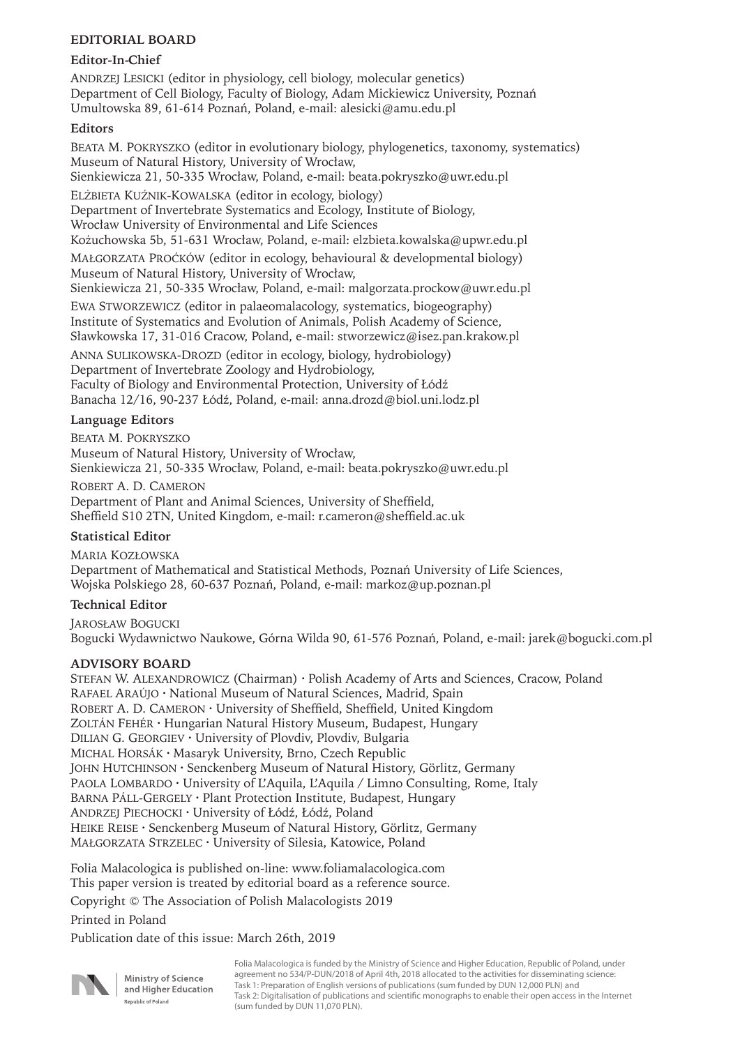## EDITORIAL BOARD

### Editor-In-Chief

ANDRZEJ LESICKI (editor in physiology, cell biology, molecular genetics)
Department of Cell Biology, Faculty of Biology, Adam Mickiewicz University, Poznań
Umultowska 89, 61-614 Poznań, Poland, e-mail: alesicki@amu.edu.pl

### Editors

BEATA M. POKRYSZKO (editor in evolutionary biology, phylogenetics, taxonomy, systematics)
Museum of Natural History, University of Wrocław,
Sienkiewicza 21, 50-335 Wrocław, Poland, e-mail: beata.pokryszko@uwr.edu.pl

ELŻBIETA KUŹNIK-KOWALSKA (editor in ecology, biology)
Department of Invertebrate Systematics and Ecology, Institute of Biology,
Wrocław University of Environmental and Life Sciences
Kożuchowska 5b, 51-631 Wrocław, Poland, e-mail: elzbieta.kowalska@upwr.edu.pl

MAŁGORZATA PROĆKÓW (editor in ecology, behavioural & developmental biology)
Museum of Natural History, University of Wrocław,
Sienkiewicza 21, 50-335 Wrocław, Poland, e-mail: malgorzata.prockow@uwr.edu.pl

EWA STWORZEWICZ (editor in palaeomalacology, systematics, biogeography)
Institute of Systematics and Evolution of Animals, Polish Academy of Science,
Sławkowska 17, 31-016 Cracow, Poland, e-mail: stworzewicz@isez.pan.krakow.pl

ANNA SULIKOWSKA-DROZD (editor in ecology, biology, hydrobiology)
Department of Invertebrate Zoology and Hydrobiology,
Faculty of Biology and Environmental Protection, University of Łódź
Banacha 12/16, 90-237 Łódź, Poland, e-mail: anna.drozd@biol.uni.lodz.pl

### Language Editors

BEATA M. POKRYSZKO
Museum of Natural History, University of Wrocław,
Sienkiewicza 21, 50-335 Wrocław, Poland, e-mail: beata.pokryszko@uwr.edu.pl

ROBERT A. D. CAMERON
Department of Plant and Animal Sciences, University of Sheffield,
Sheffield S10 2TN, United Kingdom, e-mail: r.cameron@sheffield.ac.uk

### Statistical Editor

MARIA KOZŁOWSKA
Department of Mathematical and Statistical Methods, Poznań University of Life Sciences,
Wojska Polskiego 28, 60-637 Poznań, Poland, e-mail: markoz@up.poznan.pl

### Technical Editor

JAROSŁAW BOGUCKI
Bogucki Wydawnictwo Naukowe, Górna Wilda 90, 61-576 Poznań, Poland, e-mail: jarek@bogucki.com.pl

## ADVISORY BOARD

STEFAN W. ALEXANDROWICZ (Chairman) • Polish Academy of Arts and Sciences, Cracow, Poland
RAFAEL ARAÚJO • National Museum of Natural Sciences, Madrid, Spain
ROBERT A. D. CAMERON • University of Sheffield, Sheffield, United Kingdom
ZOLTÁN FEHÉR • Hungarian Natural History Museum, Budapest, Hungary
DILIAN G. GEORGIEV • University of Plovdiv, Plovdiv, Bulgaria
MICHAL HORSÁK • Masaryk University, Brno, Czech Republic
JOHN HUTCHINSON • Senckenberg Museum of Natural History, Görlitz, Germany
PAOLA LOMBARDO • University of L'Aquila, L'Aquila / Limno Consulting, Rome, Italy
BARNA PÁLL-GERGELY • Plant Protection Institute, Budapest, Hungary
ANDRZEJ PIECHOCKI • University of Łódź, Łódź, Poland
HEIKE REISE • Senckenberg Museum of Natural History, Görlitz, Germany
MAŁGORZATA STRZELEC • University of Silesia, Katowice, Poland

Folia Malacologica is published on-line: www.foliamalacologica.com
This paper version is treated by editorial board as a reference source.

Copyright © The Association of Polish Malacologists 2019

Printed in Poland

Publication date of this issue: March 26th, 2019

Ministry of Science and Higher Education
Republic of Poland

Folia Malacologica is funded by the Ministry of Science and Higher Education, Republic of Poland, under agreement no 534/P-DUN/2018 of April 4th, 2018 allocated to the activities for disseminating science:
Task 1: Preparation of English versions of publications (sum funded by DUN 12,000 PLN) and
Task 2: Digitalisation of publications and scientific monographs to enable their open access in the Internet (sum funded by DUN 11,070 PLN).